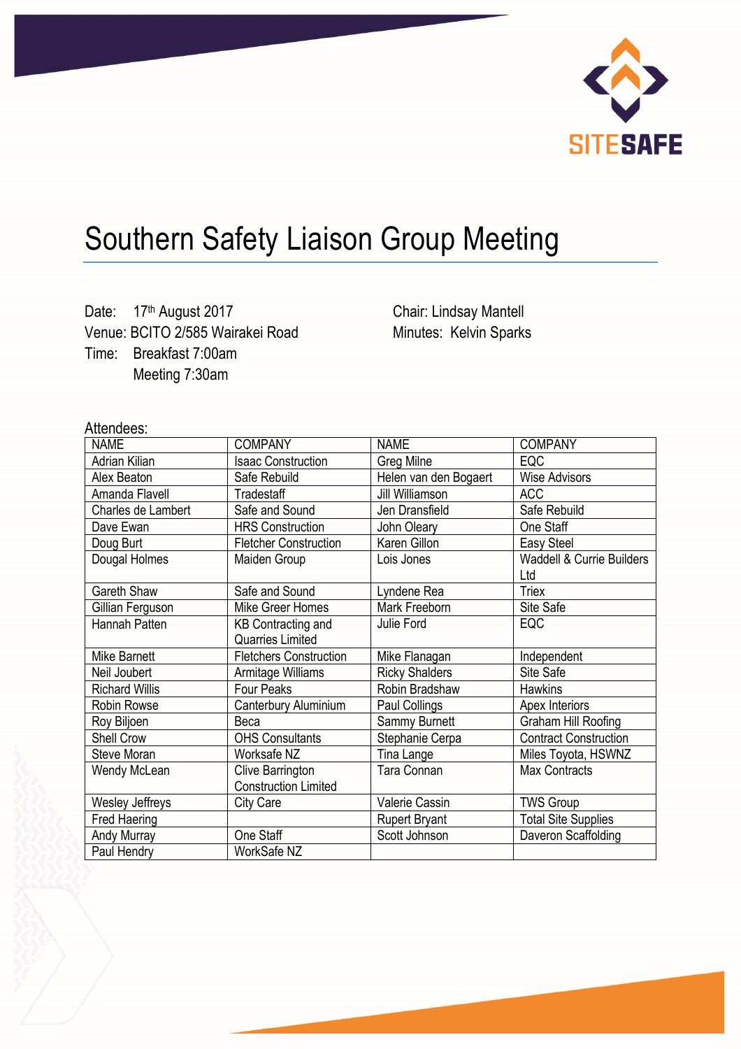# Southern Safety Liaison Group Meeting

Date: 17th August 2017
Venue: BCITO 2/585 Wairakei Road
Time: Breakfast 7:00am
Meeting 7:30am

Chair: Lindsay Mantell
Minutes: Kelvin Sparks

Attendees:

| NAME | COMPANY | NAME | COMPANY |
|---|---|---|---|
| Adrian Kilian | Isaac Construction | Greg Milne | EQC |
| Alex Beaton | Safe Rebuild | Helen van den Bogaert | Wise Advisors |
| Amanda Flavell | Tradestaff | Jill Williamson | ACC |
| Charles de Lambert | Safe and Sound | Jen Dransfield | Safe Rebuild |
| Dave Ewan | HRS Construction | John Oleary | One Staff |
| Doug Burt | Fletcher Construction | Karen Gillon | Easy Steel |
| Dougal Holmes | Maiden Group | Lois Jones | Waddell & Currie Builders Ltd |
| Gareth Shaw | Safe and Sound | Lyndene Rea | Triex |
| Gillian Ferguson | Mike Greer Homes | Mark Freeborn | Site Safe |
| Hannah Patten | KB Contracting and Quarries Limited | Julie Ford | EQC |
| Mike Barnett | Fletchers Construction | Mike Flanagan | Independent |
| Neil Joubert | Armitage Williams | Ricky Shalders | Site Safe |
| Richard Willis | Four Peaks | Robin Bradshaw | Hawkins |
| Robin Rowse | Canterbury Aluminium | Paul Collings | Apex Interiors |
| Roy Biljoen | Beca | Sammy Burnett | Graham Hill Roofing |
| Shell Crow | OHS Consultants | Stephanie Cerpa | Contract Construction |
| Steve Moran | Worksafe NZ | Tina Lange | Miles Toyota, HSWNZ |
| Wendy McLean | Clive Barrington Construction Limited | Tara Connan | Max Contracts |
| Wesley Jeffreys | City Care | Valerie Cassin | TWS Group |
| Fred Haering | | Rupert Bryant | Total Site Supplies |
| Andy Murray | One Staff | Scott Johnson | Daveron Scaffolding |
| Paul Hendry | WorkSafe NZ | | |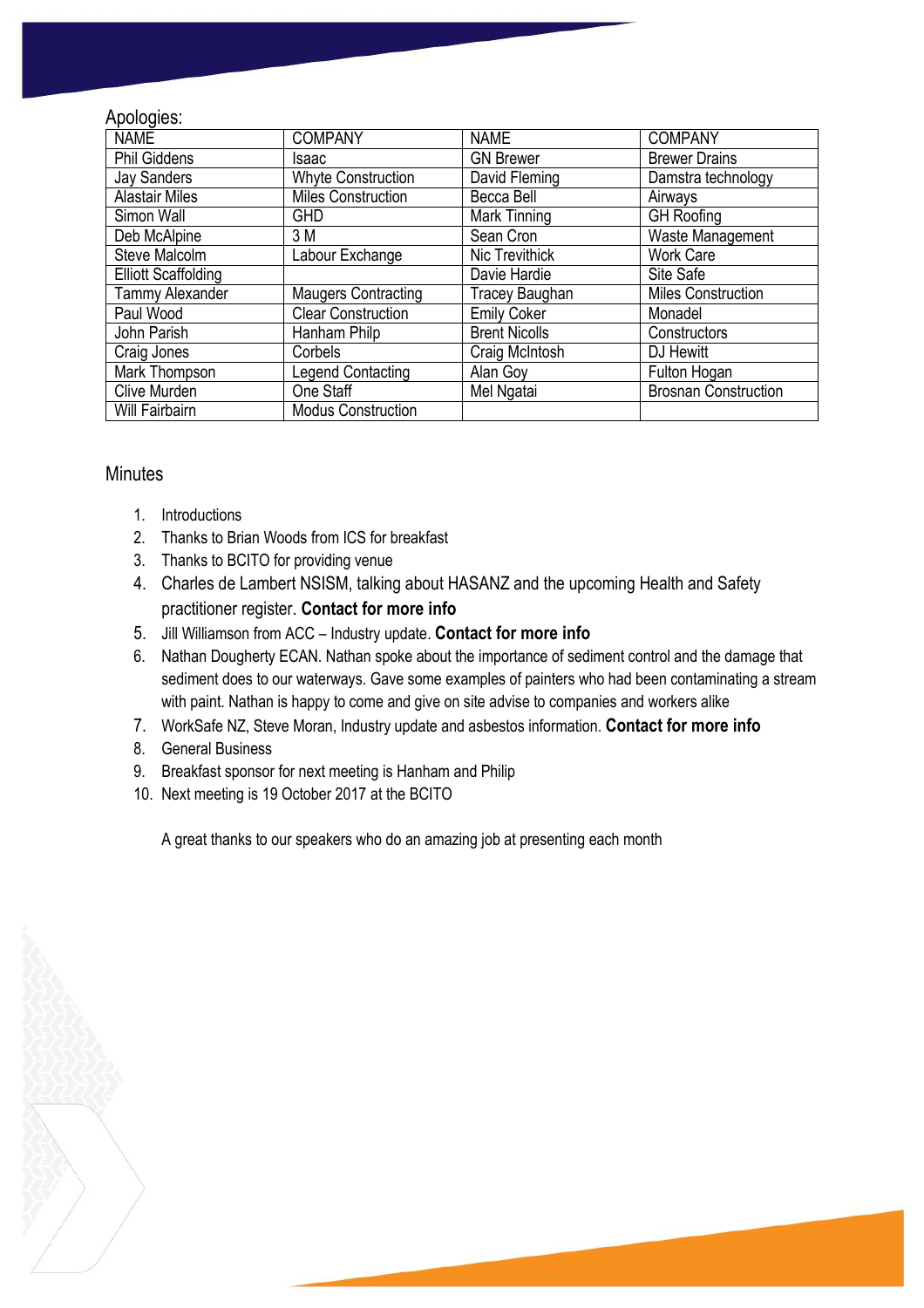Apologies:

| NAME | COMPANY | NAME | COMPANY |
|---|---|---|---|
| Phil Giddens | Isaac | GN Brewer | Brewer Drains |
| Jay Sanders | Whyte Construction | David Fleming | Damstra technology |
| Alastair Miles | Miles Construction | Becca Bell | Airways |
| Simon Wall | GHD | Mark Tinning | GH Roofing |
| Deb McAlpine | 3 M | Sean Cron | Waste Management |
| Steve Malcolm | Labour Exchange | Nic Trevithick | Work Care |
| Elliott Scaffolding | | Davie Hardie | Site Safe |
| Tammy Alexander | Maugers Contracting | Tracey Baughan | Miles Construction |
| Paul Wood | Clear Construction | Emily Coker | Monadel |
| John Parish | Hanham Philp | Brent Nicolls | Constructors |
| Craig Jones | Corbels | Craig McIntosh | DJ Hewitt |
| Mark Thompson | Legend Contacting | Alan Goy | Fulton Hogan |
| Clive Murden | One Staff | Mel Ngatai | Brosnan Construction |
| Will Fairbairn | Modus Construction | | |

## Minutes

1. Introductions
2. Thanks to Brian Woods from ICS for breakfast
3. Thanks to BCITO for providing venue
4. Charles de Lambert NSISM, talking about HASANZ and the upcoming Health and Safety practitioner register. **Contact for more info**
5. Jill Williamson from ACC – Industry update. **Contact for more info**
6. Nathan Dougherty ECAN. Nathan spoke about the importance of sediment control and the damage that sediment does to our waterways. Gave some examples of painters who had been contaminating a stream with paint. Nathan is happy to come and give on site advise to companies and workers alike
7. WorkSafe NZ, Steve Moran, Industry update and asbestos information. **Contact for more info**
8. General Business
9. Breakfast sponsor for next meeting is Hanham and Philip
10. Next meeting is 19 October 2017 at the BCITO

A great thanks to our speakers who do an amazing job at presenting each month